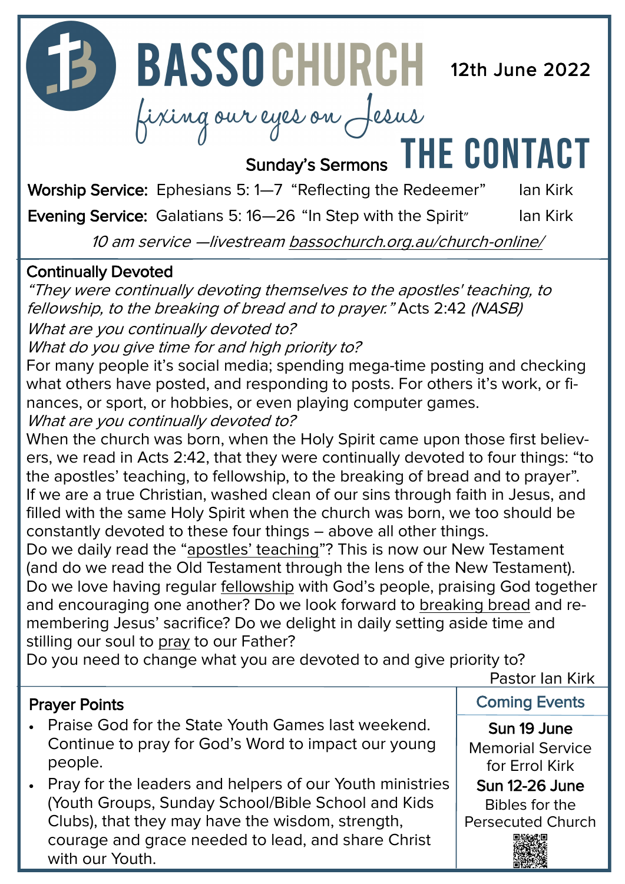# BASSO CHURCH

*fixing our eyes on Jesus*

12th June 2022

# THE CONTACT

## Sunday's Sermons

**Worship Service:** Ephesians 5: 1—7 "Reflecting the Redeemer" Ian Kirk

**Evening Service:** Galatians 5: 16—26 "In Step with the Spirit" Ian Kirk

*10 am service —livestream bassochurch.org.au/church-online/*

## Continually Devoted

*"They were continually devoting themselves to the apostles' teaching, to fellowship, to the breaking of bread and to prayer."* Acts 2:42 *(NASB)*

*What are you continually devoted to?*

*What do you give time for and high priority to?*

For many people it's social media; spending mega-time posting and checking what others have posted, and responding to posts. For others it's work, or finances, or sport, or hobbies, or even playing computer games.

*What are you continually devoted to?*

When the church was born, when the Holy Spirit came upon those first believers, we read in Acts 2:42, that they were continually devoted to four things: "to the apostles' teaching, to fellowship, to the breaking of bread and to prayer". If we are a true Christian, washed clean of our sins through faith in Jesus, and filled with the same Holy Spirit when the church was born, we too should be constantly devoted to these four things – above all other things.

Do we daily read the "apostles' teaching"? This is now our New Testament (and do we read the Old Testament through the lens of the New Testament). Do we love having regular fellowship with God's people, praising God together and encouraging one another? Do we look forward to breaking bread and remembering Jesus' sacrifice? Do we delight in daily setting aside time and stilling our soul to pray to our Father?

Do you need to change what you are devoted to and give priority to?

Pastor Ian Kirk

## Prayer Points

- Praise God for the State Youth Games last weekend. Continue to pray for God's Word to impact our young people.
- Pray for the leaders and helpers of our Youth ministries (Youth Groups, Sunday School/Bible School and Kids Clubs), that they may have the wisdom, strength, courage and grace needed to lead, and share Christ with our Youth.

## Coming Events

**Sun 19 June**
Memorial Service for Errol Kirk

**Sun 12-26 June**
Bibles for the Persecuted Church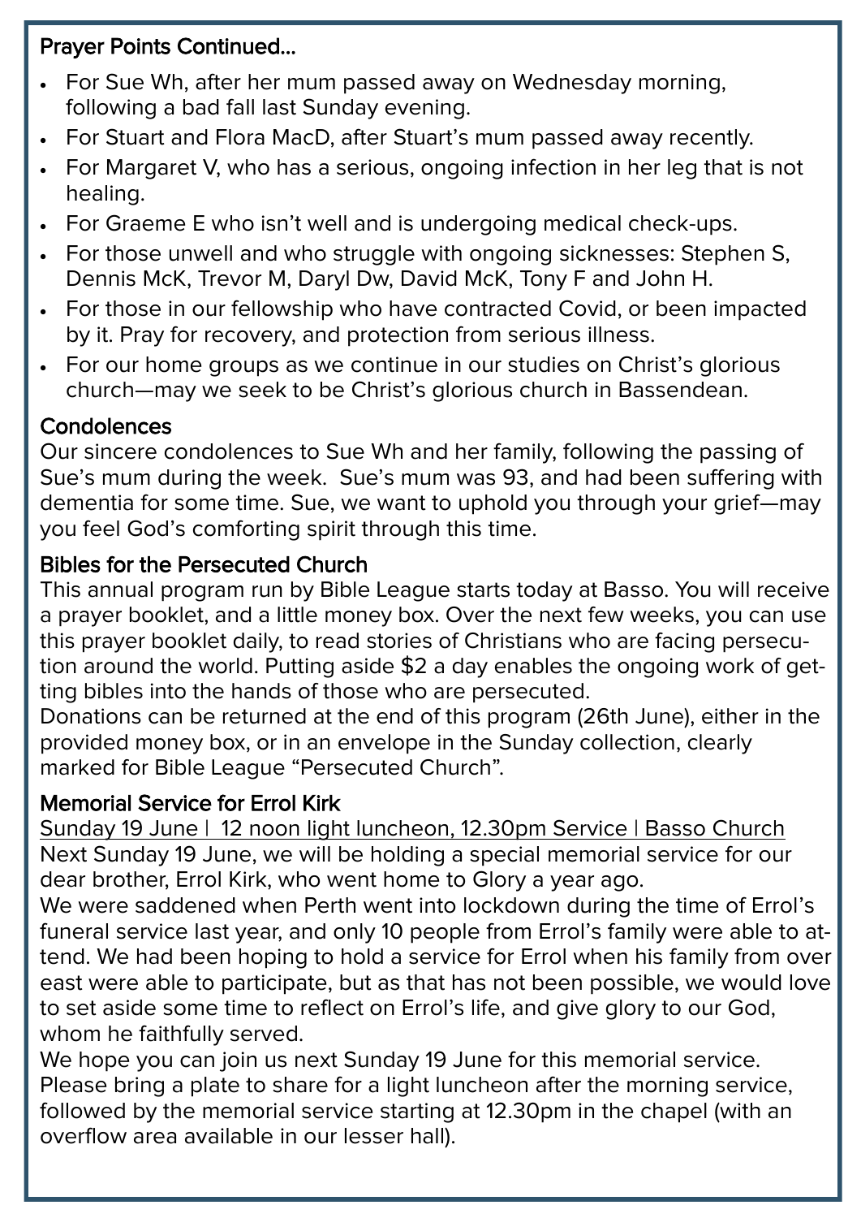## Prayer Points Continued...

- For Sue Wh, after her mum passed away on Wednesday morning, following a bad fall last Sunday evening.
- For Stuart and Flora MacD, after Stuart's mum passed away recently.
- For Margaret V, who has a serious, ongoing infection in her leg that is not healing.
- For Graeme E who isn't well and is undergoing medical check-ups.
- For those unwell and who struggle with ongoing sicknesses: Stephen S, Dennis McK, Trevor M, Daryl Dw, David McK, Tony F and John H.
- For those in our fellowship who have contracted Covid, or been impacted by it. Pray for recovery, and protection from serious illness.
- For our home groups as we continue in our studies on Christ's glorious church—may we seek to be Christ's glorious church in Bassendean.

## Condolences

Our sincere condolences to Sue Wh and her family, following the passing of Sue's mum during the week. Sue's mum was 93, and had been suffering with dementia for some time. Sue, we want to uphold you through your grief—may you feel God's comforting spirit through this time.

## Bibles for the Persecuted Church

This annual program run by Bible League starts today at Basso. You will receive a prayer booklet, and a little money box. Over the next few weeks, you can use this prayer booklet daily, to read stories of Christians who are facing persecution around the world. Putting aside $2 a day enables the ongoing work of getting bibles into the hands of those who are persecuted.

Donations can be returned at the end of this program (26th June), either in the provided money box, or in an envelope in the Sunday collection, clearly marked for Bible League "Persecuted Church".

## Memorial Service for Errol Kirk

<u>Sunday 19 June | 12 noon light luncheon, 12.30pm Service | Basso Church</u>

Next Sunday 19 June, we will be holding a special memorial service for our dear brother, Errol Kirk, who went home to Glory a year ago.

We were saddened when Perth went into lockdown during the time of Errol's funeral service last year, and only 10 people from Errol's family were able to attend. We had been hoping to hold a service for Errol when his family from over east were able to participate, but as that has not been possible, we would love to set aside some time to reflect on Errol's life, and give glory to our God, whom he faithfully served.

We hope you can join us next Sunday 19 June for this memorial service. Please bring a plate to share for a light luncheon after the morning service, followed by the memorial service starting at 12.30pm in the chapel (with an overflow area available in our lesser hall).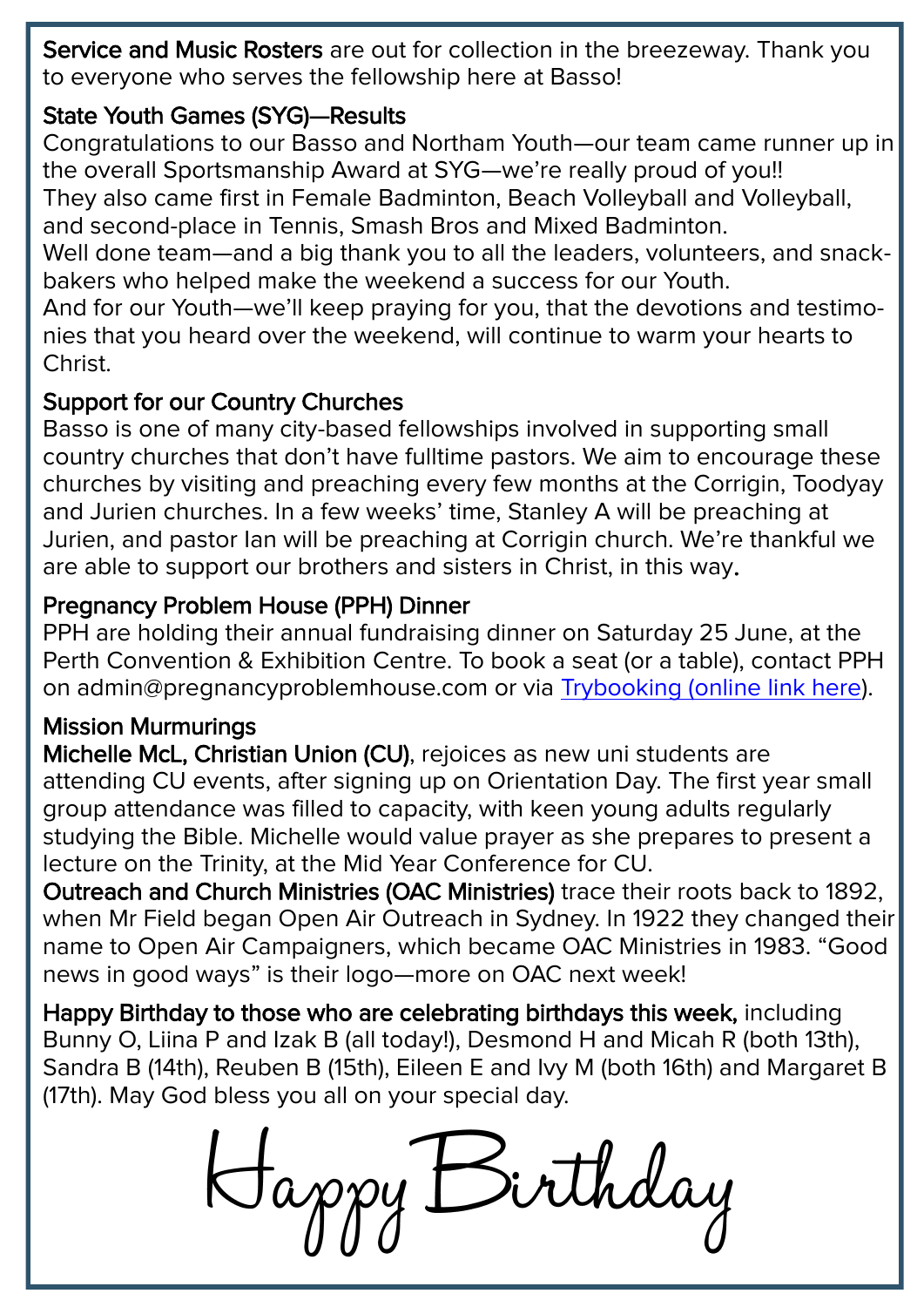**Service and Music Rosters** are out for collection in the breezeway. Thank you to everyone who serves the fellowship here at Basso!

**State Youth Games (SYG)—Results**

Congratulations to our Basso and Northam Youth—our team came runner up in the overall Sportsmanship Award at SYG—we're really proud of you!!

They also came first in Female Badminton, Beach Volleyball and Volleyball, and second-place in Tennis, Smash Bros and Mixed Badminton.

Well done team—and a big thank you to all the leaders, volunteers, and snack-bakers who helped make the weekend a success for our Youth.

And for our Youth—we'll keep praying for you, that the devotions and testimonies that you heard over the weekend, will continue to warm your hearts to Christ.

**Support for our Country Churches**

Basso is one of many city-based fellowships involved in supporting small country churches that don't have fulltime pastors. We aim to encourage these churches by visiting and preaching every few months at the Corrigin, Toodyay and Jurien churches. In a few weeks' time, Stanley A will be preaching at Jurien, and pastor Ian will be preaching at Corrigin church. We're thankful we are able to support our brothers and sisters in Christ, in this way.

**Pregnancy Problem House (PPH) Dinner**

PPH are holding their annual fundraising dinner on Saturday 25 June, at the Perth Convention & Exhibition Centre. To book a seat (or a table), contact PPH on admin@pregnancyproblemhouse.com or via Trybooking (online link here).

**Mission Murmurings**

**Michelle McL, Christian Union (CU)**, rejoices as new uni students are attending CU events, after signing up on Orientation Day. The first year small group attendance was filled to capacity, with keen young adults regularly studying the Bible. Michelle would value prayer as she prepares to present a lecture on the Trinity, at the Mid Year Conference for CU.

**Outreach and Church Ministries (OAC Ministries)** trace their roots back to 1892, when Mr Field began Open Air Outreach in Sydney. In 1922 they changed their name to Open Air Campaigners, which became OAC Ministries in 1983. "Good news in good ways" is their logo—more on OAC next week!

**Happy Birthday to those who are celebrating birthdays this week,** including Bunny O, Liina P and Izak B (all today!), Desmond H and Micah R (both 13th), Sandra B (14th), Reuben B (15th), Eileen E and Ivy M (both 16th) and Margaret B (17th). May God bless you all on your special day.

*Happy Birthday*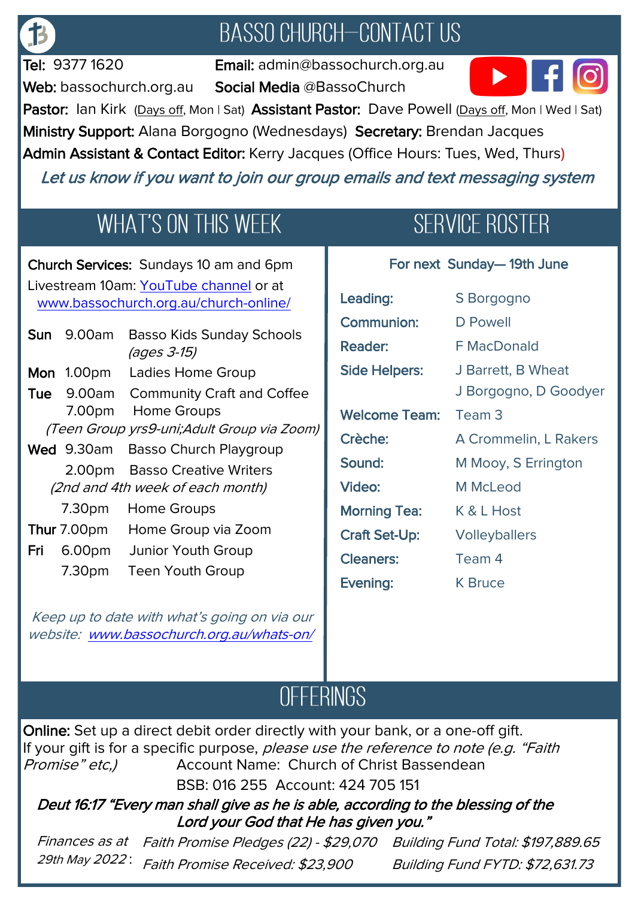# BASSO CHURCH—CONTACT US

**Tel:** 9377 1620 **Email:** admin@bassochurch.org.au

**Web:** bassochurch.org.au **Social Media** @BassoChurch

**Pastor:** Ian Kirk (Days off, Mon | Sat) **Assistant Pastor:** Dave Powell (Days off, Mon | Wed | Sat)

**Ministry Support:** Alana Borgogno (Wednesdays) **Secretary:** Brendan Jacques

**Admin Assistant & Contact Editor:** Kerry Jacques (Office Hours: Tues, Wed, Thurs)

*Let us know if you want to join our group emails and text messaging system*

## WHAT'S ON THIS WEEK

**Church Services:** Sundays 10 am and 6pm

Livestream 10am: YouTube channel or at www.bassochurch.org.au/church-online/

| | | |
|---|---|---|
| **Sun** | 9.00am | Basso Kids Sunday Schools *(ages 3-15)* |
| **Mon** | 1.00pm | Ladies Home Group |
| **Tue** | 9.00am | Community Craft and Coffee |
| | 7.00pm | Home Groups *(Teen Group yrs9-uni;Adult Group via Zoom)* |
| **Wed** | 9.30am | Basso Church Playgroup |
| | 2.00pm | Basso Creative Writers *(2nd and 4th week of each month)* |
| | 7.30pm | Home Groups |
| **Thur** | 7.00pm | Home Group via Zoom |
| **Fri** | 6.00pm | Junior Youth Group |
| | 7.30pm | Teen Youth Group |

*Keep up to date with what's going on via our website: www.bassochurch.org.au/whats-on/*

## SERVICE ROSTER

For next Sunday— 19th June

| | |
|---|---|
| **Leading:** | S Borgogno |
| **Communion:** | D Powell |
| **Reader:** | F MacDonald |
| **Side Helpers:** | J Barrett, B Wheat<br>J Borgogno, D Goodyer |
| **Welcome Team:** | Team 3 |
| **Crèche:** | A Crommelin, L Rakers |
| **Sound:** | M Mooy, S Errington |
| **Video:** | M McLeod |
| **Morning Tea:** | K & L Host |
| **Craft Set-Up:** | Volleyballers |
| **Cleaners:** | Team 4 |
| **Evening:** | K Bruce |

## OFFERINGS

**Online:** Set up a direct debit order directly with your bank, or a one-off gift. If your gift is for a specific purpose, *please use the reference to note (e.g. "Faith Promise" etc,)* Account Name: Church of Christ Bassendean

BSB: 016 255 Account: 424 705 151

***Deut 16:17 "Every man shall give as he is able, according to the blessing of the Lord your God that He has given you."***

*Finances as at 29th May 2022:*

*Faith Promise Pledges (22) - $29,070*

*Faith Promise Received: $23,900*

*Building Fund Total: $197,889.65*

*Building Fund FYTD: $72,631.73*